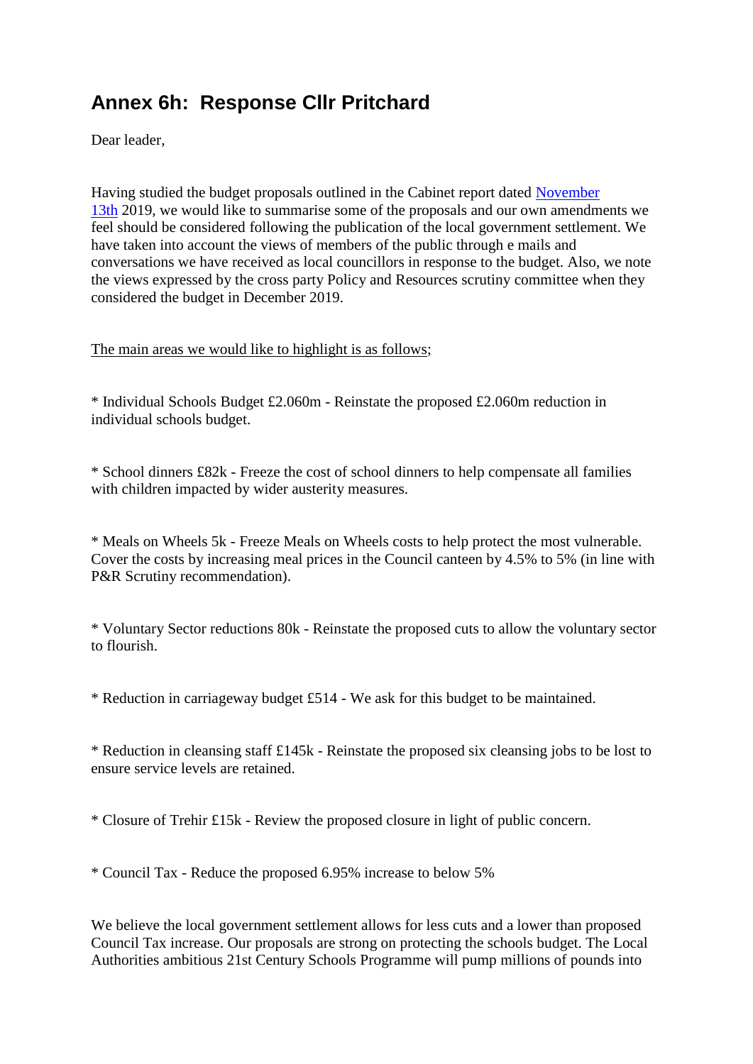## Annex 6h: Response Cllr Pritchard

Dear leader,

Having studied the budget proposals outlined in the Cabinet report dated November 13th 2019, we would like to summarise some of the proposals and our own amendments we feel should be considered following the publication of the local government settlement. We have taken into account the views of members of the public through e mails and conversations we have received as local councillors in response to the budget. Also, we note the views expressed by the cross party Policy and Resources scrutiny committee when they considered the budget in December 2019.

The main areas we would like to highlight is as follows;

* Individual Schools Budget £2.060m - Reinstate the proposed £2.060m reduction in individual schools budget.

* School dinners £82k - Freeze the cost of school dinners to help compensate all families with children impacted by wider austerity measures.

* Meals on Wheels 5k - Freeze Meals on Wheels costs to help protect the most vulnerable. Cover the costs by increasing meal prices in the Council canteen by 4.5% to 5% (in line with P&R Scrutiny recommendation).

* Voluntary Sector reductions 80k - Reinstate the proposed cuts to allow the voluntary sector to flourish.

* Reduction in carriageway budget £514 - We ask for this budget to be maintained.

* Reduction in cleansing staff £145k - Reinstate the proposed six cleansing jobs to be lost to ensure service levels are retained.

* Closure of Trehir £15k - Review the proposed closure in light of public concern.

* Council Tax - Reduce the proposed 6.95% increase to below 5%

We believe the local government settlement allows for less cuts and a lower than proposed Council Tax increase. Our proposals are strong on protecting the schools budget. The Local Authorities ambitious 21st Century Schools Programme will pump millions of pounds into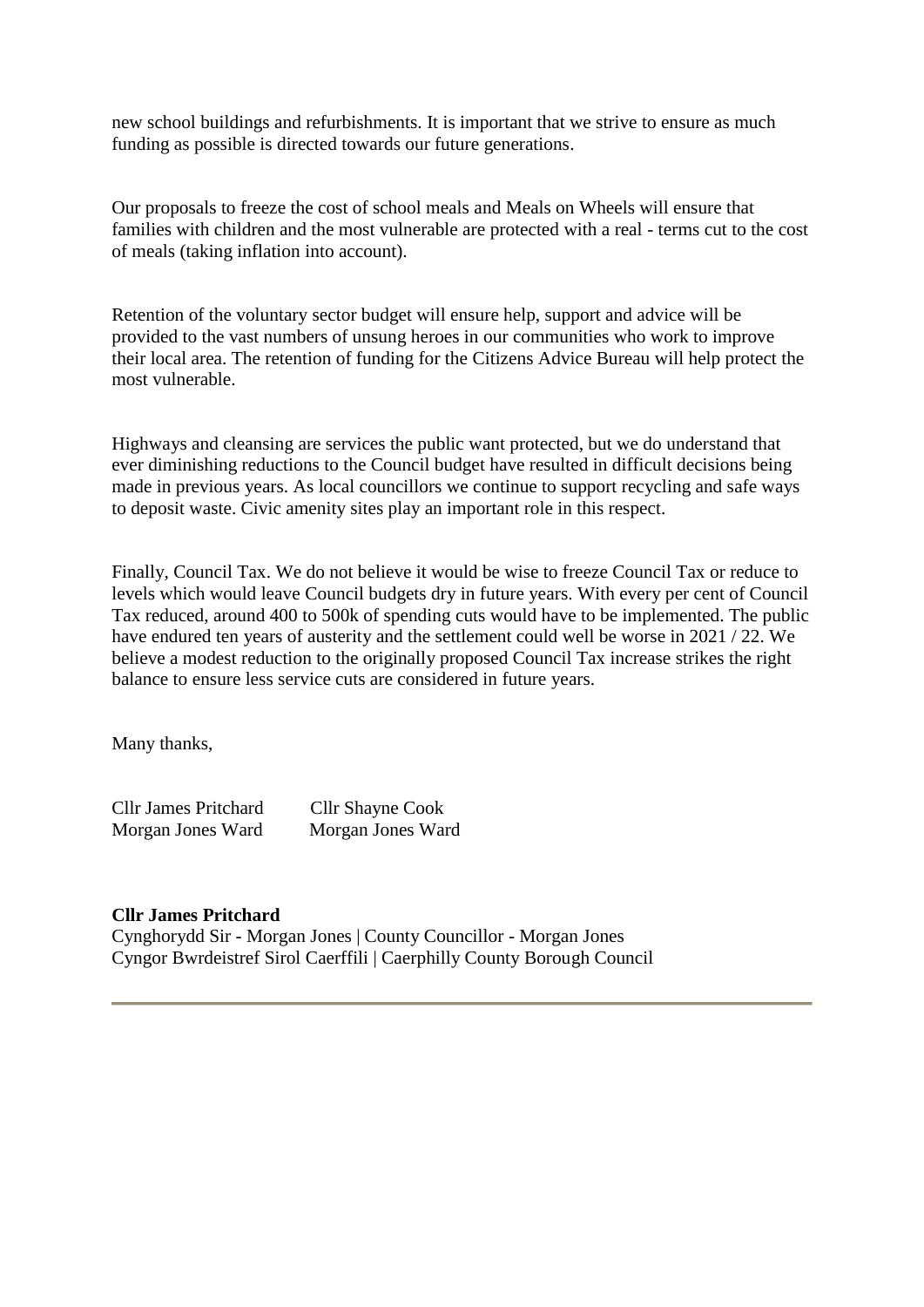new school buildings and refurbishments. It is important that we strive to ensure as much funding as possible is directed towards our future generations.

Our proposals to freeze the cost of school meals and Meals on Wheels will ensure that families with children and the most vulnerable are protected with a real - terms cut to the cost of meals (taking inflation into account).

Retention of the voluntary sector budget will ensure help, support and advice will be provided to the vast numbers of unsung heroes in our communities who work to improve their local area. The retention of funding for the Citizens Advice Bureau will help protect the most vulnerable.

Highways and cleansing are services the public want protected, but we do understand that ever diminishing reductions to the Council budget have resulted in difficult decisions being made in previous years. As local councillors we continue to support recycling and safe ways to deposit waste. Civic amenity sites play an important role in this respect.

Finally, Council Tax. We do not believe it would be wise to freeze Council Tax or reduce to levels which would leave Council budgets dry in future years. With every per cent of Council Tax reduced, around 400 to 500k of spending cuts would have to be implemented. The public have endured ten years of austerity and the settlement could well be worse in 2021 / 22. We believe a modest reduction to the originally proposed Council Tax increase strikes the right balance to ensure less service cuts are considered in future years.

Many thanks,

| | |
|---|---|
| Cllr James Pritchard | Cllr Shayne Cook |
| Morgan Jones Ward | Morgan Jones Ward |

**Cllr James Pritchard**
Cynghorydd Sir - Morgan Jones | County Councillor - Morgan Jones
Cyngor Bwrdeistref Sirol Caerffili | Caerphilly County Borough Council

---